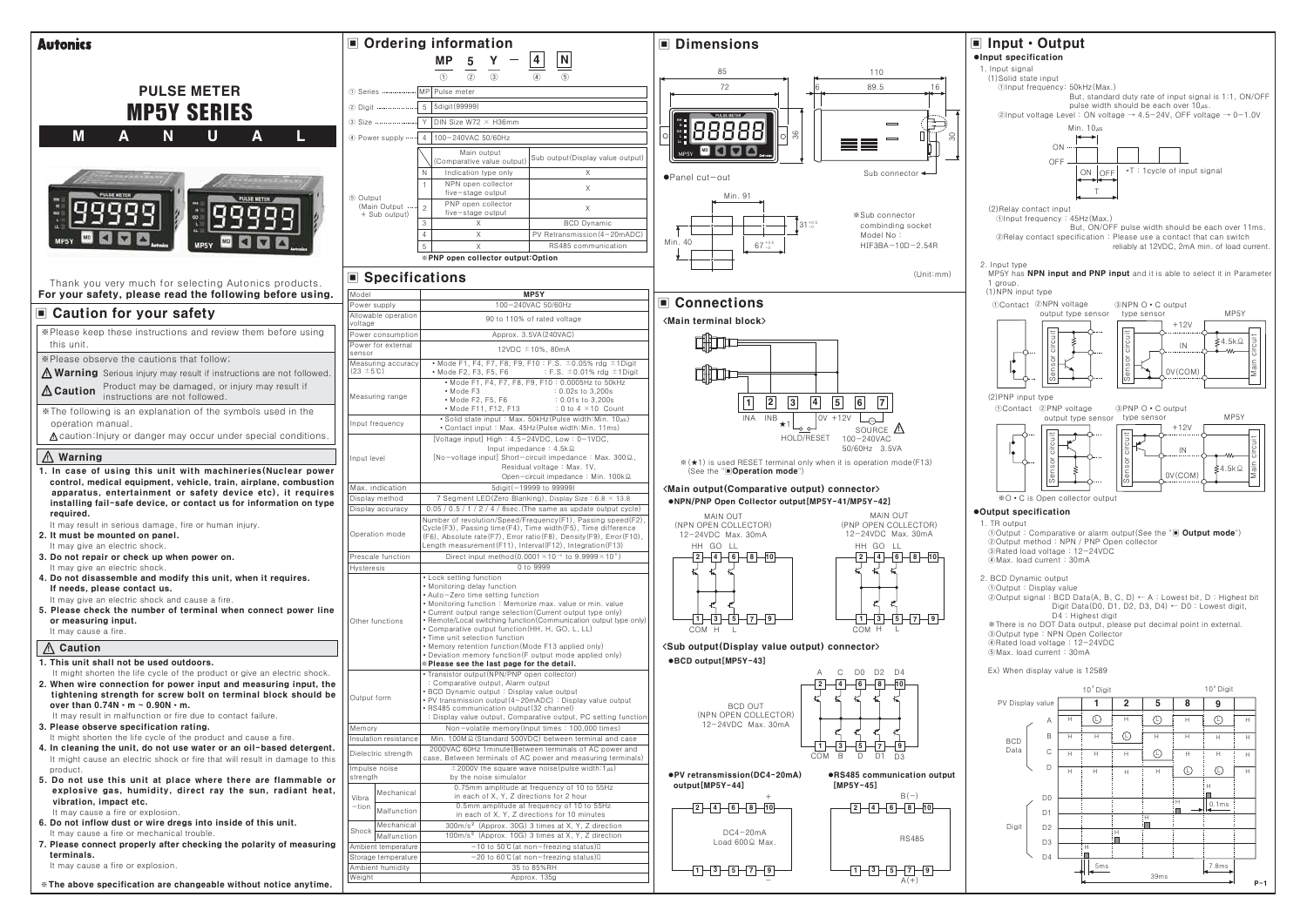**Autonics**

# PULSE METER
# MP5Y SERIES

## MANUAL

Thank you very much for selecting Autonics products.
**For your safety, please read the following before using.**

## ■ Caution for your safety

※Please keep these instructions and review them before using this unit.

※Please observe the cautions that follow;

⚠ **Warning** Serious injury may result if instructions are not followed.

⚠ **Caution** Product may be damaged, or injury may result if instructions are not followed.

※The following is an explanation of the symbols used in the operation manual.

⚠ caution:Injury or danger may occur under special conditions.

### ⚠ Warning

**1. In case of using this unit with machineries(Nuclear power control, medical equipment, vehicle, train, airplane, combustion apparatus, entertainment or safety device etc), it requires installing fail-safe device, or contact us for information on type required.**
It may result in serious damage, fire or human injury.

**2. It must be mounted on panel.**
It may give an electric shock.

**3. Do not repair or check up when power on.**
It may give an electric shock.

**4. Do not disassemble and modify this unit, when it requires. If needs, please contact us.**
It may give an electric shock and cause a fire.

**5. Please check the number of terminal when connect power line or measuring input.**
It may cause a fire.

### ⚠ Caution

**1. This unit shall not be used outdoors.**
It might shorten the life cycle of the product or give an electric shock.

**2. When wire connection for power input and measuring input, the tightening strength for screw bolt on terminal block should be over than 0.74N・m ~ 0.90N・m.**
It may result in malfunction or fire due to contact failure.

**3. Please observe specification rating.**
It might shorten the life cycle of the product and cause a fire.

**4. In cleaning the unit, do not use water or an oil-based detergent.**
It might cause an electric shock or fire that will result in damage to this product.

**5. Do not use this unit at place where there are flammable or explosive gas, humidity, direct ray the sun, radiant heat, vibration, impact etc.**
It may cause a fire or explosion.

**6. Do not inflow dust or wire dregs into inside of this unit.**
It may cause a fire or mechanical trouble.

**7. Please connect properly after checking the polarity of measuring terminals.**
It may cause a fire or explosion.

**※The above specification are changeable without notice anytime.**

## ■ Ordering information

MP 5 Y — 4 N
① ② ③ ④ ⑤

| | | |
|---|---|---|
| ① Series | MP | Pulse meter |
| ② Digit | 5 | 5digit(99999) |
| ③ Size | Y | DIN Size W72 × H36mm |
| ④ Power supply | 4 | 100-240VAC 50/60Hz |

⑤ Output (Main Output + Sub output)

| | Main output (Comparative value output) | Sub output(Display value output) |
|---|---|---|
| N | Indication type only | X |
| 1 | NPN open collector five-stage output | X |
| 2 | PNP open collector five-stage output | X |
| 3 | X | BCD Dynamic |
| 4 | X | PV Retransmission(4-20mADC) |
| 5 | X | RS485 communication |

※**PNP open collector output:Option**

## ■ Specifications

| Model | | MP5Y |
|---|---|---|
| Power supply | | 100-240VAC 50/60Hz |
| Allowable operation voltage | | 90 to 110% of rated voltage |
| Power consumption | | Approx. 3.5VA(240VAC) |
| Power for external sensor | | 12VDC ±10%, 80mA |
| Measuring accuracy (23 ±5℃) | | • Mode F1, F4, F7, F8, F9, F10 : F.S. ±0.05% rdg ±1Digit<br>• Mode F2, F3, F5, F6 : F.S. ±0.01% rdg ±1Digit |
| Measuring range | | • Mode F1, F4, F7, F8, F9, F10 : 0.0005Hz to 50kHz<br>• Mode F3 : 0.02s to 3,200s<br>• Mode F2, F5, F6 : 0.01s to 3,200s<br>• Mode F11, F12, F13 : 0 to 4 ×10 Count |
| Input frequency | | • Solid state input : Max. 50kHz(Pulse width:Min. 10㎲)<br>• Contact input : Max. 45Hz(Pulse width:Min. 11ms) |
| Input level | | [Voltage input] High : 4.5-24VDC, Low : 0-1VDC, Input impedance : 4.5kΩ<br>[No-voltage input] Short-circuit impedance : Max. 300Ω, Residual voltage : Max. 1V, Open-circuit impedance : Min. 100kΩ |
| Max. indication | | 5digit(-19999 to 99999) |
| Display method | | 7 Segment LED(Zero Blanking), Display Size : 6.8 × 13.8 |
| Display accuracy | | 0.05 / 0.5 / 1 / 2 / 4 / 8sec.(The same as update output cycle) |
| Operation mode | | Number of revolution/Speed/Frequency(F1), Passing speed(F2), Cycle(F3), Passing time(F4), Time width(F5), Time difference (F6), Absolute rate(F7), Error rate(F8), Density(F9), Error(F10), Length measurement(F11), Interval(F12), Integration(F13) |
| Prescale function | | Direct input method(0.0001×10⁻⁹ to 9.9999×10⁹) |
| Hysteresis | | 0 to 9999 |
| Other functions | | • Lock setting function<br>• Monitoring delay function<br>• Auto-Zero time setting function<br>• Monitoring function : Memorize max. value or min. value<br>• Current output range selection(Current output type only)<br>• Remote/Local switching function(Communication output type only)<br>• Comparative output function(HH, H, GO, L, LL)<br>• Time unit selection function<br>• Memory retention function(Mode F13 applied only)<br>• Deviation memory function(F output mode applied only)<br>※**Please see the last page for the detail.** |
| Output form | | • Transistor output(NPN/PNP open collector) : Comparative output, Alarm output<br>• BCD Dynamic output : Display value output<br>• PV transmission output(4-20mADC) : Display value output<br>• RS485 communication output(32 channel) : Display value output, Comparative output, PC setting function |
| Memory | | Non-volatile memory(Input times : 100,000 times) |
| Insulation resistance | | Min. 100MΩ(Standard 500VDC) between terminal and case |
| Dielectric strength | | 2000VAC 60Hz 1minute(Between terminals of AC power and case, Between terminals of AC power and measuring terminals) |
| Impulse noise strength | | ±2000V the square wave noise(pulse width:1㎲) by the noise simulator |
| Vibration | Mechanical | 0.75mm amplitude at frequency of 10 to 55Hz in each of X, Y, Z directions for 2 hour |
| | Malfunction | 0.5mm amplitude at frequency of 10 to 55Hz in each of X, Y, Z directions for 10 minutes |
| Shock | Mechanical | 300m/s² (Approx. 30G) 3 times at X, Y, Z direction |
| | Malfunction | 100m/s² (Approx. 10G) 3 times at X, Y, Z direction |
| Ambient temperature | | -10 to 50℃(at non-freezing status) |
| Storage temperature | | -20 to 60℃(at non-freezing status) |
| Ambient humidity | | 35 to 85%RH |
| Weight | | Approx. 135g |

## ■ Dimensions

85, 72, 110, 89.5, 16, 6, 36, 30

●Panel cut-out

Min. 91, Min. 40, $31^{+0.5}_{0}$, $67^{+0.5}_{0}$

Sub connector

※Sub connector combinding socket Model No : HIF3BA-10D-2.54R

(Unit:mm)

## ■ Connections

**<Main terminal block>**

1 2 3 4 5 6 7

INA INB ★1 HOLD/RESET 0V +12V SOURCE 100-240VAC 50/60Hz 3.5VA

※(★1) is used RESET terminal only when it is operation mode(F13) (See the "■**Operation mode**")

**<Main output(Comparative value output) connector>**

●**NPN/PNP Open Collector output[MP5Y-41/MP5Y-42]**

MAIN OUT (NPN OPEN COLLECTOR) 12-24VDC Max. 30mA

MAIN OUT (PNP OPEN COLLECTOR) 12-24VDC Max. 30mA

HH GO LL / COM H L

**<Sub output(Display value output) connector>**

●**BCD output[MP5Y-43]**

BCD OUT (NPN OPEN COLLECTOR) 12-24VDC Max. 30mA

A C D0 D2 D4 / COM B D D1 D3

●**PV retransmission(DC4-20mA) output[MP5Y-44]**

DC4-20mA Load 600Ω Max.

●**RS485 communication output [MP5Y-45]**

B(-) / A(+) RS485

## ■ Input・Output

●**Input specification**

1. Input signal
(1)Solid state input
①Input frequency: 50kHz(Max.)
But, standard duty rate of input signal is 1:1, ON/OFF pulse width should be each over 10㎲.
②Input voltage Level : ON voltage → 4.5-24V, OFF voltage → 0-1.0V

Min. 10㎲ ; ON / OFF ; ※T : 1cycle of input signal

(2)Relay contact input
①Input frequency : 45Hz(Max.)
But, ON/OFF pulse width should be each over 11ms.
②Relay contact specification : Please use a contact that can switch reliably at 12VDC, 2mA min. of load current.

2. Input type
MP5Y has **NPN input and PNP input** and it is able to select it in Parameter 1 group.

(1)NPN input type
①Contact ②NPN voltage output type sensor ③NPN O・C output type sensor — MP5Y (+12V, IN, 4.5kΩ, 0V(COM), Main circuit)

(2)PNP input type
①Contact ②PNP voltage output type sensor ③PNP O・C output type sensor — MP5Y (+12V, IN, 4.5kΩ, 0V(COM), Main circuit)

※O・C is Open collector output

●**Output specification**

1. TR output
①Output : Comparative or alarm output(See the "■ **Output mode**")
②Output method : NPN / PNP Open collector
③Rated load voltage : 12-24VDC
④Max. load current : 30mA

2. BCD Dynamic output
①Output : Display value
②Output signal : BCD Data(A, B, C, D) ← A : Lowest bit, D : Highest bit
Digit Data(D0, D1, D2, D3, D4) ← D0 : Lowest digit, D4 : Highest digit
※There is no DOT Data output, please put decimal point in external.
③Output type : NPN Open Collector
④Rated load voltage : 12-24VDC
⑤Max. load current : 30mA

Ex) When display value is 12589

| PV Display value | $10^4$ Digit 1 | 2 | 5 | 8 | $10^0$ Digit 9 |
|---|---|---|---|---|---|
| BCD Data A | L | H | L | H | L |
| B | H | L | H | H | H |
| C | H | H | L | H | H |
| D | H | H | H | L | L |

Digit D0–D4 timing: 5ms, 0.1ms, 7.8ms, 39ms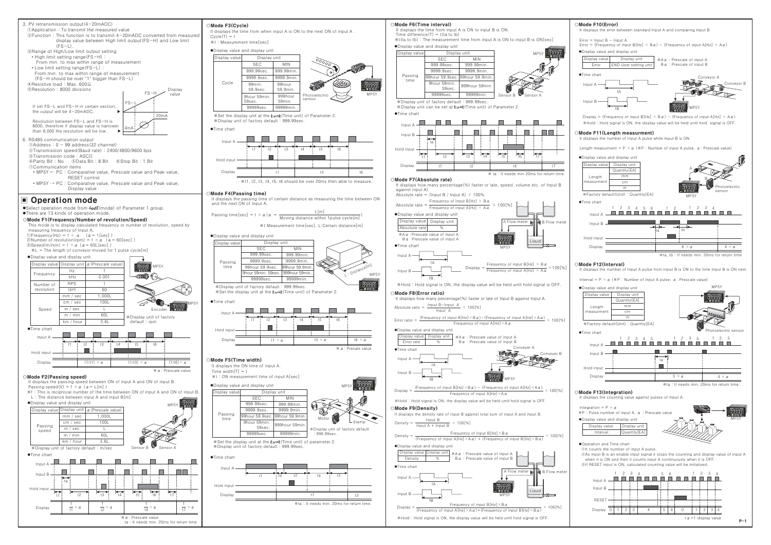3. PV retransmission output(4−20mADC)

①Application : To transmit the measured value

②Function : This function is to transmit 4−20mADC converted from measured display value between High limit output(FS−H) and Low limit (FS−L).

③Range of High/Low limit output setting
- High limit setting range(FS−H) : From min. to max within range of measurement
- Low limit setting range(FS−L) : From min. to max within range of measurement (FS−H should be over "1" bigger than FS−L)

④Resistive load : Max. 600Ω

⑤Resolution : 8000 divisions

If set FS−L and FS−H in certain section, the output will be 4−20mADC.

Revolution between FS−L and FS−H is 8000, therefore if display value is narrower than 8,000 the resolution will be low.

6. RS485 communication output

①Address : 0 ~ 99 address(32 channel)

②Transmission speed(Baud rate) : 2400/4800/9600 bps

③Transmission code : ASCII

④Parity Bit : No ⑤Data Bit : 8 Bit ⑥Stop Bit : 1 Bit

⑦Communication items
- MP5Y ← PC : Comparative value, Prescale value and Peak value, RESET control
- MP5Y → PC : Comparative value, Prescale value and Peak value, Display value

# ■ Operation mode

- Select operation mode from ModE(mode) of Parameter 1 group.
- There are 13 kinds of operation mode.

### ◎Mode F1(Frequency/Number of revolution/Speed)

This mode is to display calculated frequency or number of revolution, speed by measuring frequency of Input A.

1)Frequency(Hz) = f × α (α = 1[sec])

2)Number of revolution(rpm) = f × α (α = 60[sec])

3)Speed(m/min) = f × α (α = 60L[sec])

※L = The length of conveyor moved for 1 pulse cycle[m]

- Display value and display unit

| Display value | Display unit | α (Prescale value) |
|---|---|---|
| Frequency | Hz | 1 |
| | kHz | 0.001 |
| Number of revolution | RPS | 1 |
| | rpm | 60 |
| Speed | mm / sec | 1,000L |
| | cm / sec | 100L |
| | m / sec | L |
| | m / min | 60L |
| | km / hour | 3.6L |

※Display unit of factory default : rpm

- Time chart

※α : Prescale value

### ◎Mode F2(Passing speed)

It displays the passing speed between ON of input A and ON of input B.

Passing speed(V) = f × α (α = L[m])

※f : This is reciprocal number of the time between ON of input A and ON of input B.

L : The distance between input A and input B[m]

- Display value and display unit

| Display value | Display unit | α (Prescale value) |
|---|---|---|
| Passing speed | mm / sec | 1,000L |
| | cm / sec | 100L |
| | m / sec | L |
| | m / min | 60L |
| | km / hour | 3.6L |

※Display unit of factory default : m/sec

- Time chart

※α : Prescale value
ta : It needs min. 20ms for return time

### ◎Mode F3(Cycle)

It displays the time from when input A is ON to the next ON of input A.

Cycle(T) = t

※t : Measurement time[sec]

- Display value and display unit

| Display value | SEC | MIN |
|---|---|---|
| Cycle | 999.99sec. | 999.99min. |
| | 9999.9sec. | 9999.9min. |
| | 99min. 59.9sec. | 99hour 59.9min. |
| | 9hour 59min. 59sec. | 999hour 59min. |
| | 99999sec. | 99999min. |

※Set the display unit at the tunt(Time unit) of Parameter 2.

※Display unit of factory default : 999.99sec.

- Time chart

※t1, t2, t3, t4, t5, t6 should be over 20ms then able to measure.

### ◎Mode F4(Passing time)

It displays the passing time of certain distance as measuring the time between ON and the next ON of Input A.

$$\text{Passing time[sec]} = t \times \alpha \left(\alpha = \frac{L[m]}{\text{Moving distance within 1pulse cycle[m]}}\right)$$

※t:Measurement time[sec], L:Certain distance[m]

- Display value and display unit

| Display value | SEC | MIN |
|---|---|---|
| Passing time | 999.99sec. | 999.99min. |
| | 9999.9sec. | 9999.9min. |
| | 99hour 59.9sec. | 99hour 59.9min. |
| | 9hour 59min. 59sec. | 999hour 59min. |
| | 99999sec. | 99999min. |

※Display unit of factory default : 999.99sec.

※Set the display unit at the tunt(Time unit) of Parameter 2.

- Time chart

※α : Presale value

### ◎Mode F5(Time width)

It displays the ON time of input A.

Time width[T] = t

※t : ON measurement time of input A[sec]

- Display value and display unit

| Display value | SEC | MIN |
|---|---|---|
| Passing time | 999.99sec. | 999.99min. |
| | 9999.9sec. | 9999.9min. |
| | 99hour 59.9sec. | 99hour 59.9min. |
| | 9hour 59min. 59sec. | 999hour 59min. |
| | 99999sec. | 99999min. |

※Display unit of factory default : 999.99sec.

※Set the display unit at the tunt(Time unit) of parameter 2.

※Display unit of factory default : 999.99sec.

- Time chart

※ta : It needs min. 20ms for return time.

### ◎Mode F6(Time interval)

It displays the time from input A is ON to input B is ON.

Time difference(T) = t(ta to tb)

※t(ta to tb) : The measurement time from input A is ON to input B is ON[sec]

- Display value and display unit

| Display value | SEC | MIN |
|---|---|---|
| Passing time | 999.99sec. | 999.99min. |
| | 9999.9sec. | 9999.9min. |
| | 99hour 59.9sec. | 99hour 59.9min. |
| | 9hour 59min. 59sec. | 999hour 59min. |
| | 99999sec. | 99999min. |

※Display unit of factory default : 999.99sec.

※Display unit can be set at tunt(Time unit) of Parameter 2.

- Time chart

※ta : It needs min.20ms for return time.

### ◎Mode F7(Absolute rate)

It displays how many percentage(%) faster or late, speed, volume etc. of Input B against input A)

Absolute rate = (Input B / Input A) × 100%

$$\text{Absolute rate} = \frac{\text{Frequency of input B[Hz]} \times B\alpha}{\text{Frequency of input A[Hz]} \times A\alpha} \times 100[\%]$$

- Display value and display unit

| Display value | Display unit |
|---|---|
| Absolute rate | % |

※Aα : Prescale value of input A
Bα : Prescale value of input A

- Time chart

$$\text{Display} = \frac{\text{Frequency of input B[Hz]} \times B\alpha}{\text{Frequency of input A[Hz]} \times A\alpha} \times 100[\%]$$

※Hold : Hold signal is ON, the display value will be held until hold signal is OFF.

### ◎Mode F8(Error ratio)

It displays how many percentage(%) faster or late of Input B against Input A.

$$\text{Absolute ratio} = \frac{\text{Input B} - \text{Input A}}{\text{Input A}} \times 100[\%]$$

$$\text{Error ratio} = \frac{(\text{Frequency of input B[Hz]} \times B\alpha) - (\text{Frequency of input A[Hz]} \times A\alpha)}{\text{Frequency of input A[Hz]} \times A\alpha} \times 100[\%]$$

- Display value and display unit

| Display value | Display unit |
|---|---|
| Error rate | % |

※Aα : Prescale value of input A
Bα : Prescale value of input B

- Time chart

$$\text{Display} = \frac{(\text{Frequency of input B[Hz]} \times B\alpha) - (\text{Frequency of input A[Hz]} \times A\alpha)}{\text{Frequency of input A[Hz]} \times A\alpha} \times 100[\%]$$

※Hold : Hold signal is ON, the display value will be held until hold signal is OFF.

### ◎Mode F9(Density)

It displays the density rate of input B against total sum of input A and input B.

$$\text{Density} = \frac{\text{Input B}}{\text{Input A} + \text{Input B}} \times 100[\%]$$

$$\text{Density} = \frac{\text{Frequency of input B[Hz]} \times B\alpha}{(\text{Frequency of input A[Hz]} \times A\alpha) + (\text{Frequency of input B[Hz]} \times B\alpha)} \times 100[\%]$$

- Display value and display unit

| Display value | Display unit |
|---|---|
| Density | % |

※Aα : Prescale value of input A
Bα : Prescale value of input B

- Time chart

$$\text{Display} = \frac{\text{Frequency of input B[Hz]} \times B\alpha}{(\text{Frequency of input A[Hz]} \times A\alpha) + (\text{Frequency of input B[Hz]} \times B\alpha)} \times 100[\%]$$

※Hold : Hold signal is ON, the display value will be held until hold signal is OFF.

### ◎Mode F10(Error)

It displays the error between standard Input A and comparing Input B.

Error = Input B − Input A

Error = (Frequency of input B[Hz] × Bα) − (Frequency of input A[Hz] × Aα)

- Display value and display unit

| Display value | Display unit |
|---|---|
| Error | END User setting unit |

※Aα : Prescale of input A
Bα : Prescale of input B

- Time chart

Display = (Frequency of input B[Hz] × Bα) − (Frequency of input A[Hz] × Aα)

※Hold : Hold signal is ON, the display value will be held until hold signal is OFF.

### ◎Mode F11(Length measurment)

It displays the number of Input A pulse while Input B is ON.

Length measurment = P × α (※P : Number of input A pulse, α : Prescale value)

- Display value and display unit

| Display value | Display unit |
|---|---|
| Length measurment | Quantity[EA] |
| | mm |
| | cm |
| | m |

※Factory default(Unit) : Quantity[EA]

- Time chart

※ta, tb : If needs min. 20ms for return time

### ◎Mode F12(Interval)

It displays the number of Input A pulse from Input B is ON to the time Input B is ON next.

Interval = P × α (※P : Number of input A pulse, α : Prescale value)

- Display value and display unit

| Display value | Display unit |
|---|---|
| Length measurment | Quantity[EA] |
| | mm |
| | cm |
| | m |

※Factory default(Unit) : Quantity[EA]

- Time chart

※ta : It needs min. 20ms for return time.

### ◎Mode F13(Integration)

It displays the counting value against pulses of Input A.

Integration = P × α

※P : Pulse number of input A, α : Prescale value

- Display value and display unit

| Display value | Display unit |
|---|---|
| Interval | Quantity[EA] |

- Operation and Time chart

①It counts the number of input A pulse.

②As input B is an enable input signal it stops the counting and display value of input A when it is ON and then it counts input A continuously when it is OFF.

③If RESET input is ON, calculated counting value will be initialized.

∗α=1 display value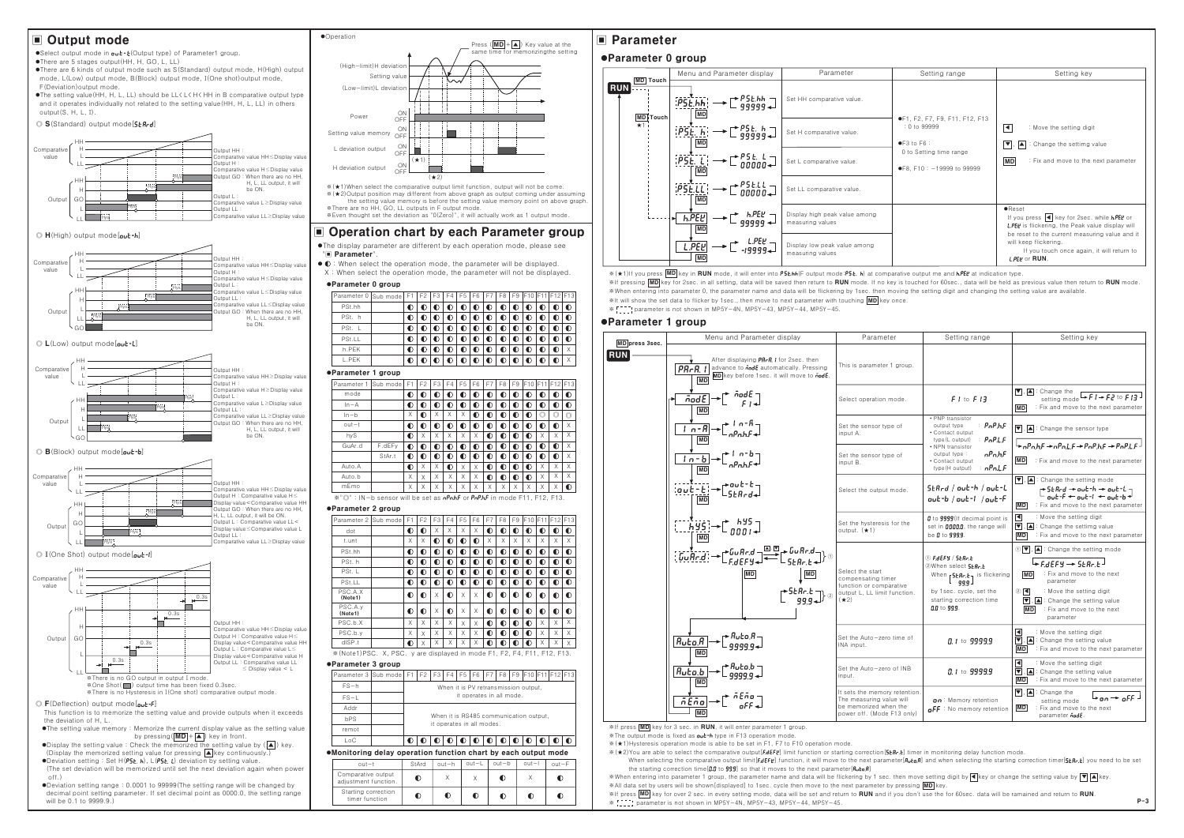## ■ Output mode

- Select output mode in out-t (Output type) of Parameter1 group.
- There are 5 stages output(HH, H, GO, L, LL)
- There are 6 kinds of output mode such as S(Standard) output mode, H(High) output mode, L(Low) output mode, B(Block) output mode, I(One shot)output mode, F(Deviation)output mode.
- The setting value(HH, H, L, LL) should be LL< L< H< HH in B comparative output type and it operates individually not related to the setting value(HH, H, L, LL) in others output(S, H, L, I).

### ○ S(Standard) output mode[StArd]

Output HH : Comparative value HH≤Display value
Output H : Comparative value H≤Display value
Output GO : When there are no HH, H, L, LL output, it will be ON.
Output L : Comparative value L≥Display value
Output LL : Comparative value LL≥Display value

### ○ H(High) output mode[out-h]

Output HH : Comparative value HH≤Display value
Output H : Comparative value H≤Display value
Output L : Comparative value L≤Display value
Output LL : Comparative value LL≤Display value
Output GO : When there are no HH, H, L, LL output, it will be ON.

### ○ L(Low) output mode[out-L]

Output HH : Comparative value HH≥Display value
Output H : Comparative value H≥Display value
Output L : Comparative value L≥Display value
Output LL : Comparative value LL≥Display value
Output GO : When there are no HH, H, L, LL output, it will be ON.

### ○ B(Block) output mode[out-b]

Output HH : Comparative value HH≤Display value
Output H : Comparative value H≤Display value< Comparative value HH
Output GO : When there are no HH, H, L, LL output, it will be ON.
Output L : Comparative value LL< Display value≤ Comparative value L
Output LL : Comparative value LL≥Display value

### ○ I(One Shot) output mode[out-I]

Output HH : Comparative value HH≤Display value
Output H : Comparative value H≤ Display value< Comparative value HH
Output L : Comparative value L≤ Display value< Comparative value H
Output LL : Comparative value LL ≤ Display value < L

※There is no GO output in output I mode.
※One Shot(▬) output time has been fixed 0.3sec.
※There is no Hysteresis in I(One shot) comparative output mode.

### ○ F(Deflection) output mode[out-F]

This function is to memorize the setting value and provide outputs when it exceeds the deviation of H, L.

- The setting value memory : Memorize the current display value as the setting value by pressing(MD + ▲) key in front.
- Display the setting value : Check the memorized the setting value by (▲) key. (Display the memorized setting value for pressing ▲key continuously.)
- Deviation setting : Set H(PSt. h), L(PSt. L) deviation by setting value. (The set deviation will be memorized until set the next deviation again when power off.)
- Deviation setting range : 0.0001 to 99999(The setting range will be changed by decimal point setting parameter. If set decimal point as 0000.0, the setting range will be 0.1 to 9999.9.)

●Operation

Press (MD + ▲) Key value at the same time for memorizing the setting

(High-limit)H deviation / Setting value / (Low-limit)L deviation / Power / Setting value memory / L deviation output / H deviation output

※(★1)When select the comparative output limit function, output will not be come.
※(★2)Output position may different from above graph as output coming under assuming the setting value memory is before the setting value memory point on above graph.
※There are no HH, GO, LL outputs in F output mode.
※Even thought set the deviation as "0(Zero)", it will actually work as 1 output mode.

## ■ Operation chart by each Parameter group

- The display parameter are different by each operation mode, please see "■ Parameter".
- ◐ : When select the operation mode, the parameter will be displayed.
  X : When select the operation mode, the parameter will not be displayed.

### ●Parameter 0 group

| Parameter 0 | Sub mode | F1 | F2 | F3 | F4 | F5 | F6 | F7 | F8 | F9 | F10 | F11 | F12 | F13 |
|---|---|---|---|---|---|---|---|---|---|---|---|---|---|---|
| PSt.hh | | ◐ | ◐ | ◐ | ◐ | ◐ | ◐ | ◐ | ◐ | ◐ | ◐ | ◐ | ◐ | ◐ |
| PSt. h | | ◐ | ◐ | ◐ | ◐ | ◐ | ◐ | ◐ | ◐ | ◐ | ◐ | ◐ | ◐ | ◐ |
| PSt. L | | ◐ | ◐ | ◐ | ◐ | ◐ | ◐ | ◐ | ◐ | ◐ | ◐ | ◐ | ◐ | ◐ |
| PSt.LL | | ◐ | ◐ | ◐ | ◐ | ◐ | ◐ | ◐ | ◐ | ◐ | ◐ | ◐ | ◐ | ◐ |
| h.PEK | | ◐ | ◐ | ◐ | ◐ | ◐ | ◐ | ◐ | ◐ | ◐ | ◐ | ◐ | ◐ | X |
| L.PEK | | ◐ | ◐ | ◐ | ◐ | ◐ | ◐ | ◐ | ◐ | ◐ | ◐ | ◐ | ◐ | X |

### ●Parameter 1 group

| Parameter 1 | Sub mode | F1 | F2 | F3 | F4 | F5 | F6 | F7 | F8 | F9 | F10 | F11 | F12 | F13 |
|---|---|---|---|---|---|---|---|---|---|---|---|---|---|---|
| mode | | ◐ | ◐ | ◐ | ◐ | ◐ | ◐ | ◐ | ◐ | ◐ | ◐ | ◐ | ◐ | ◐ |
| In-A | | ◐ | ◐ | ◐ | ◐ | ◐ | ◐ | ◐ | ◐ | ◐ | ◐ | ◐ | ◐ | ◐ |
| In-b | | X | ◐ | X | X | X | ◐ | ◐ | ◐ | ◐ | ◐ | ◎ | ◎ | ◎ |
| out-t | | ◐ | ◐ | ◐ | ◐ | ◐ | ◐ | ◐ | ◐ | ◐ | ◐ | ◐ | ◐ | X |
| hyS | | ◐ | X | X | X | X | X | ◐ | ◐ | ◐ | ◐ | X | X | X |
| GuAr.d | F.dEFy | ◐ | ◐ | ◐ | ◐ | ◐ | ◐ | ◐ | ◐ | ◐ | ◐ | ◐ | ◐ | X |
| | StAr.t | ◐ | ◐ | ◐ | ◐ | ◐ | ◐ | ◐ | ◐ | ◐ | ◐ | ◐ | ◐ | X |
| Auto.A | | ◐ | X | X | X | ◐ | X | ◐ | ◐ | ◐ | ◐ | X | X | X |
| Auto.b | | X | X | X | X | X | X | ◐ | ◐ | ◐ | ◐ | X | X | X |
| mEmo | | X | X | X | X | X | X | X | X | X | X | X | X | ◐ |

※"◎" : IN-b sensor will be set as nPnhF or PnPhF in mode F11, F12, F13.

### ●Parameter 2 group

| Parameter 2 | Sub mode | F1 | F2 | F3 | F4 | F5 | F6 | F7 | F8 | F9 | F10 | F11 | F12 | F13 |
|---|---|---|---|---|---|---|---|---|---|---|---|---|---|---|
| dot | | ◐ | ◐ | X | X | X | X | ◐ | ◐ | ◐ | ◐ | ◐ | ◐ | ◐ |
| t.unt | | X | X | ◐ | ◐ | ◐ | ◐ | X | X | X | X | X | X | X |
| PSt.hh | | ◐ | ◐ | ◐ | ◐ | ◐ | ◐ | ◐ | ◐ | ◐ | ◐ | ◐ | ◐ | ◐ |
| PSt. h | | ◐ | ◐ | ◐ | ◐ | ◐ | ◐ | ◐ | ◐ | ◐ | ◐ | ◐ | ◐ | ◐ |
| PSt. L | | ◐ | ◐ | ◐ | ◐ | ◐ | ◐ | ◐ | ◐ | ◐ | ◐ | ◐ | ◐ | ◐ |
| PSt.LL | | ◐ | ◐ | ◐ | ◐ | ◐ | ◐ | ◐ | ◐ | ◐ | ◐ | ◐ | ◐ | ◐ |
| PSC.A.X (Note1) | | ◐ | ◐ | X | ◐ | X | X | ◐ | ◐ | ◐ | ◐ | ◐ | ◐ | ◐ |
| PSC.A.y (Note1) | | ◐ | ◐ | X | ◐ | X | X | ◐ | ◐ | ◐ | ◐ | ◐ | ◐ | ◐ |
| PSC.b.X | | X | X | X | X | X | X | ◐ | ◐ | ◐ | ◐ | X | X | X |
| PSC.b.y | | X | X | X | X | X | X | ◐ | ◐ | ◐ | ◐ | X | X | X |
| dISP.t | | ◐ | X | X | X | X | X | ◐ | ◐ | ◐ | ◐ | X | X | X |

※(Note1)PSC. X, PSC. y are displayed in mode F1, F2, F4, F11, F12, F13.

### ●Parameter 3 group

| Parameter 3 | Sub mode | F1 | F2 | F3 | F4 | F5 | F6 | F7 | F8 | F9 | F10 | F11 | F12 | F13 |
|---|---|---|---|---|---|---|---|---|---|---|---|---|---|---|
| FS-h | | When it is PV retransmission output, it operates in all mode. | | | | | | | | | | | | |
| FS-L | | | | | | | | | | | | | | |
| Addr | | When it is RS485 communication output, it operates in all modes. | | | | | | | | | | | | |
| bPS | | | | | | | | | | | | | | |
| remot | | | | | | | | | | | | | | |
| LoC | | ◐ | ◐ | ◐ | ◐ | ◐ | ◐ | ◐ | ◐ | ◐ | ◐ | ◐ | ◐ | ◐ |

### ●Monitoring delay operation function chart by each output mode

| out-t | StArd | out-h | out-L | out-b | out-I | out-F |
|---|---|---|---|---|---|---|
| Comparative output adjustment function. | ◐ | X | X | ◐ | X | ◐ |
| Starting correction timer function | ◐ | ◐ | ◐ | ◐ | ◐ | ◐ |

## ■ Parameter

### ●Parameter 0 group

RUN → MD Touch

| Menu and Parameter display | Parameter | Setting range | Setting key |
|---|---|---|---|
| PSt.hh → PSt.hh 99999 | Set HH comparative value. | ●F1, F2, F7, F9, F11, F12, F13 : 0 to 99999<br>●F3 to F6 : 0 to Setting time range<br>●F8, F10 : -19999 to 99999 | ◄ : Move the setting digit<br>▼, ▲ : Change the settimg value<br>MD : Fix and move to the next parameter |
| PSt. h → PSt. h 99999 | Set H comparative value. | | |
| PSt. L → PSt. L 00000 | Set L comparative value. | | |
| PSt.LL → PSt.LL 00000 | Set LL comparative value. | | |
| h.PEK → h.PEK 99999 | Display high peak value among measuring values | | ●Reset<br>If you press ◄ key for 2sec. while h.PEK or L.PEK is flickering, the Peak value display will be reset to the current measuring value and it will keep flickering.<br>If you touch once again, it will return to L.PEK or RUN. |
| L.PEK → L.PEK -19999 | Display low peak value among measuring values | | |

※(★1)If you press MD key in RUN mode, it will enter into PSt.hh(F output mode:PSt. h) at comparative output me and h.PEK at indication type.
※If pressing MD key for 2sec. in all setting, data will be saved then return to RUN mode. If no key is touched for 60sec., data will be held as previous value then return to RUN mode.
※When entering into parameter 0, the parameter name and data will be flickering by 1sec. then moving the setting digit and changing the setting value are available.
※It will show the set data to flicker by 1sec., then move to next parameter with touching MD key once.
※ [ ] parameter is not shown in MP5Y-4N, MP5Y-43, MP5Y-44, MP5Y-45.

### ●Parameter 1 group

MD press 3sec. / RUN

| Menu and Parameter display | Parameter | Setting range | Setting key |
|---|---|---|---|
| PArA.1 — After displaying PArA.1 for 2sec. then advance to modE automatically. Pressing MD key before 1sec. it will move to modE. | This is parameter 1 group. | | |
| modE → modE F1 | Select operation mode. | F1 to F13 | ▼, ▲ : Change the setting mode → F1 → F2 to F13<br>MD : Fix and move to the next parameter |
| In-A → In-A nPnhF | Set the sensor type of input A. | • PNP transistor output type : PnPhF<br>• Contact output type(L output) : PnPLF<br>• NPN transistor output type : nPnhF<br>• Contact output type(H output) : nPnLF | ▼, ▲ : Change the sensor type<br>→nPnhF→nPnLF→PnPhF→PnPLF<br>MD : Fix and move to the next parameter |
| In-b → In-b nPnhF | Set the sensor type of input B. | | |
| out-t → out-t StArd | Select the output mode. | StArd / out-h / out-L<br>out-b / out-I / out-F | ▼, ▲ : Change the setting mode<br>→StArd→out-h→out-L→out-F→out-I→out-b<br>MD : Fix and move to the next parameter |
| hyS → hyS 0001 | Set the hysteresis for the output. (★1) | 0 to 9999(If decimal point is set in 0000.0, the range will be 0 to 9999. | ◄ : Move the setting digit<br>▼, ▲ : Change the settimg value<br>MD : Fix and move to the next parameter |
| GuAr.d → ① GuAr.d F.dEFy ▲▼ GuAr.d StAr.t / ② StAr.t 99.9 | Select the start compensating timer function or comparative output L, LL limit function. (★2) | ① F.dEFy / StAr.t<br>②When select StAr.t : When StAr.t 999 is flickering by 1sec. cycle, set the starting correction time 0.0 to 999. | ① ▼, ▲ : Change the setting mode →F.dEFy→StAr.t<br>MD : Fix and move to the next parameter<br>② ◄ : Move the setting digit<br>▼, ▲ : Change the setting value<br>MD : Fix and move to the next parameter |
| Auto.A → Auto.A 9999.9 | Set the Auto-zero time of INA input. | 0.1 to 9999.9 | ◄ : Move the setting digit<br>▼, ▲ : Change the setting value<br>MD : Fix and move to the next parameter |
| Auto.b → Auto.b 9999.9 | Set the Auto-zero of INB input. | 0.1 to 9999.9 | ◄ : Move the setting digit<br>▼, ▲ : Change the setting value<br>MD : Fix and move to the next parameter |
| mEmo → mEmo oFF | It sets the memory retention. The measuring value will be memorized when the power off. (Mode F13 only) | on : Memory retention<br>oFF : No memory retention | ▼, ▲ : Change the setting mode →on→oFF<br>MD : Fix and move to the next parameter modE. |

※If press MD key for 3 sec. in RUN, it will enter parameter 1 group.
※The output mode is fixed as out-h type in F13 operation mode.
※(★1)Hysteresis operation mode is able to be set in F1, F7 to F10 operation mode.
※(★2)You are able to select the comparative output limit[F.dEFy] limit function or starting correction[StAr.t] timer in monitoring delay function mode.
When selecting the comparative output limit[F.dEFy] function, it will move to the next parameter[Auto.A] and when selecting the starting correction timer[StAr.t] you need to be set the starting correction time[0.0 to 999] so that it moves to the next parameter[Auto.A]
※When entering into parameter 1 group, the parameter name and data will be flickering by 1 sec. then move setting digit by ◄ key or change the setting value by ▼ ▲ key.
※All data set by users will be shown[displayed] to 1sec. cycle then move to the next parameter by pressing MD key.
※If press MD key for over 2 sec. in every setting mode, data will be set and return to RUN and if you don't use the for 60sec. data will be remained and return to RUN.
※ [ ] parameter is not shown in MP5Y-4N, MP5Y-43, MP5Y-44, MP5Y-45.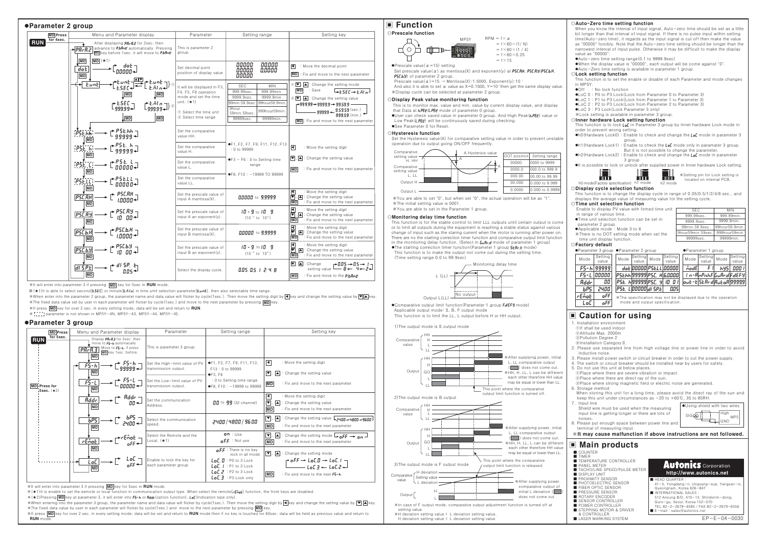## ●Parameter 2 group

| Menu and Parameter display | Parameter | Setting range | Setting key |
|---|---|---|---|
| MD Press for 4sec. RUN → PArA.2: After displaying PArA.2 for 2sec. then advance to PbAnE automatically. Pressing MD key before 1sec. it will move to PbAnE. | This is parameter 2 group. | | |
| dot → 00000 | Set decimal point position of display value | 00000, 0000.0, 000.00, 00.000, 0.0000 | ◀ : Move the decimal point; MD : Fix and move to the next parameter |
| tunt → t.SEC ↔ t.Min (▲▼) → t.SEC 99999 / t.Min 99999 | It will be displayed in F3, F4, F5, F6 operation mode and set the time unit. (★1) ① Select the time unit ② Select time range | SEC: 999.99sec., 9999.9sec., 99min.59.9sec., 9hour 59min.59sec., 99999sec. / MIN: 999.99min., 9999.9min., 99hour59.9min., 999hour59min., 99999min. | ① ▼ ▲ : Change the setting mode; MD : Save (t.SEC ↔ t.Min); ② ▼ ▲ : Change the setting value (99999 → 9999.9 → 99.59.9 → 9.59.59 (sec.) / 999.59 (min.)); MD : Fix and move to the next parameter |
| PSt.hh → 99999 | Set the comparative value HH. | ●F1, F2, F7, F9, F11, F12, F13 : 0 to 99999; ●F3 ~ F6 : 0 to Setting time range; ●F8, F10 : −19999 TO 99999 | ◀ : Move the setting digit; ▼ ▲ : Change the setting value; MD : Fix and move to the next parameter |
| PSt. h → 99999 | Set the comparative value H. | | |
| PSt. L → 00000 | Set the comparative value L. | | |
| PSt.LL → 00000 | Set the comparative value LL. | | |
| PSC.AH → 1.0000 | Set the prescale value of input A mantissa(X). | 0.0000 to 9.9999 | ◀ : Move the setting digit; ▼ ▲ : Change the setting value; MD : Fix and move to the next parameter |
| PSC.Ay → 10 00 | Set the prescale value of input A an exponent(y). | 10 - 9 to 10 9 ($10^{-9}$ to $10^{9}$) | ◀ : Move the setting digit; ▼ ▲ : Change the setting value; MD : Fix and move to the next parameter |
| PSC.bH → 1.0000 | Set the prescale value of input B mantissa(X). | 0.0000 to 9.9999 | ◀ : Move the setting digit; ▼ ▲ : Change the setting value; MD : Fix and move to the next parameter |
| PSC.by → 10 00 | Set the prescale value of input B an exponent(y). | 10 - 9 to 10 9 ($10^{-9}$ to $10^{9}$) | ◀ : Move the setting digit; ▼ ▲ : Change the setting value; MD : Fix and move to the next parameter |
| dISP. t → 0.05 | Select the display cycle. | 0.05, 0.5, 1, 2, 4, 8 | ▼ ▲ : Change setting value (0.05 → 0.5 → 1 → 2 → 4 → 8); MD : Fix and move to the PbAnE |

※It will enter into parameter 3 if pressing MD key for 5sec in RUN mode.

※(★1)It is able to select second[t.SEC] or minute[t.Min] in time until selection parameter[tunt]. then also selectable time range.

※When enter into the parameter 2 group, the parameter name and data value will flicker by cycle(1sec.). Then move the setting digit by ◀ key and change the setting value by ▼▲ key.

※The fixed data value set by user in each parameter will flicker by cycle(1sec.) and move to the next parameter by pressing MD key.

※If press MD key for over 2 sec. in every setting mode, data will be set and return to RUN.

※ [ ] parameter is not shown in MP5Y−4N, MP5Y−43, MP5Y−44, MP5Y−45.

## ●Parameter 3 group

| Menu and Parameter display | Parameter | Setting range | Setting key |
|---|---|---|---|
| MD Press for 5sec. RUN → PArA.3: Display PArA.3 for 2sec. then move to FS-h automatically. Move to FS-h, if press MD key 1sec. before. | This is parameter 3 group. | | |
| FS-h → 99999 | Set the High−limit value of PV transmission output. | ●F1, F2, F7, F9, F11, F12, F13 : 0 to 99999; ●F3, F6 : 0 to Setting time range; ●F8, F10 : −19999 to 99999 | ◀ : Move the setting digit; ▼ ▲ : Change the setting value; MD : Fix and move to the next parameter |
| FS-L → 00000 | Set the Low−limit value of PV transmission output. | | |
| Addr → 00 | Set the communication Address. | 00 to 99 (32 channel) | ◀ : Move the setting digit; ▼ ▲ : Change the setting value; MD : Fix and move to the next parameter |
| bPS → 2400 | Select the communication speed. | 2400 / 4800 / 9600 | ▼ ▲ : Change the setting value (2400 → 4800 → 9600); MD : Fix and move to the next parameter |
| rEnot → oFF | Select the Remote and the Local. (★1) | on : Use; oFF : Not use | ▼ ▲ : Change the setting mode (oFF → on); MD : Fix and move to the next parameter |
| LoC → oFF | Enable to lock the key for each parameter group | oFF : There is no key lock in all mode; LoC.0 : P0 to 3 Lock; LoC.1 : P1 to 3 Lock; LoC.2 : P2 to 3 Lock; LoC.3 : P3 Lock only | ▼ ▲ : Change the setting mode (oFF → LoC.0 → LoC.1 → LoC.2 → LoC.3); MD : Fix and move to the next FS-h. |

MD Press for 5sec. (★2)

※It will enter into parameter 3 if pressing MD key for 5sec in RUN mode.

※(★1)It is enable to set the remote or local function in communication output type. When select the remote[rEnot] function, the front keys are disabled.

※(★2)Pressing MD key at parameter 3, it will enter into FS-h or Addr(option function), LoC(Indication type only).

※When entering into the parameter 3 group, the parameter name and data value will flicker by cycle(1sec.). Then move the setting digit by ◀ key and change the setting value by ▼▲ key.

※The fixed data value by user in each parameter will flicker by cycle(1sec.) and move to the next parameter by pressing MD key.

※If press MD key for over 2 sec. in every setting mode, data will be set and return to RUN mode then if no key is touched for 60sec. data will be held as previous value and return to RUN mode.

## ■ Function

### ○Prescale function

MP5Y

RPM = f × α
= f × 60 × (1/ N)
= f × 60 × (1 / 4)
= f × 60 × 0.25
= f × 15

●Prescale value(α =15) setting
Set prescale value(α) as mentissa(X) and exponent(y) at PSC.AH, PSC.Ay(PSC.bH, PSC.by) of parameter 2 group.
Prescale value(α)=15 → Mentissa(X):1.5000, Exponent(y):$10^{1}$
And also it is able to set α value as X=0.1500, Y=$10^{2}$ then get the same display value.
※Display cycle can be selected at parameter 2 group.

### ○Display Peak value monitoring function

This is to monitor max. value and min. value by current display value, and display that Data at h.PEK/L.PEK mode of parameter 0 group.
●User can check saved value in parameter 0 group. And High Peak(h.PEK) value or Low Peak(L.PEK) value will be continuously saved during checking.
●See Parameter 0 for Reset.

### ○Hysteresis function

Set the Hysteresis value(A) for comparative setting value in order to prevent unstable operation due to output going ON/OFF frequently.

Comparative setting value H, HH
A:Hysterisis value
A
Comparative setting value L, LL
Output H
Output L

| DOT position | Setting range |
|---|---|
| 00000 | 0000 to 9999 |
| 0000.0 | 000.0 to 999.9 |
| 000.00 | 00.00 to 99.99 |
| 00.000 | 0.000 to 9.999 |
| 0.0000 | 0.0000 to 0.9999 |

※You are able to set "0", but when set "0", the actual operation will be as "1".
※The initial setting value is 0001.
※You are able to set in the Parameter 1 group.

### ○Monitoring delay time function

This function is for the stable control to limit LLL outputs until certain output is come or to limit all outputs during the equipment is reaching a stable status against various change of input such as the staring current when the motor is running after power on. There are no the starting correction timer function and comparative output limit function in the monitoring delay function. (Select in GuArd mode of parameter 1 group)
●The starting correction timer function(Parameter 1 group StAr.t mode)
This function is to make the output not come out during the setting time.
(Time setting range 0.0 to 99.9sec)

Monitoring delay time
L (LL)
No output
Output L(LL)

●Comparative output limit function(Parameter 1 group FdEFY mode)
Applicable output mode: S, B, F output mode
This function is to limit the LL, L output before H or HH output.

1)The output mode is S output mode

Comparative value: HH, H, L, LL
Output: HH, H, GO, L, LL
※After supplying power, initial L, LL comparative output ( ) does not come out.
※HH, H, L, LL can be different each other therefore HH value may be equal or lower than LL.
This point where the comparative output limit function is turned off.

2)The output mode is B output

Comparative value: HH, H, L, LL
Output: HH, H, GO, L, LL
※After supplying power, initial L, LL comparative output ( ) does not come out.
※HH, H, L, LL can be different each other therefore HH value may be equal or lower than LL.
This point where the comparative output limit function is released.

3)The output mode is F output mode

Comparative value: H deviation, Setting value, L deviation
Output: H, L
※After supplying power, comparative output of initial L deviation ( ) does not come out.

※In case of F output mode, comparative output adjustment function is turned off at setting value.
※H deviation setting value > L deviation setting value,
H deviation setting value < L deviation setting value

### ○Auto−Zero time setting function

When you know the interval of input signal, Auto−zero time should be set as a little bit longer than that interval of input signal. If there is no pulse input within setting time(Auto−zero time), it regards as the input signal is cut off then make the value as "00000" forcibly. Note that the Auto−zero time setting should be longer than the narrowest interval of input pulse. Otherwise it may be difficult to make the display value as "00000".
●Auto−zero time setting range(0.1 to 9999.9sec)
●When the display value is "00000", each output will be come against "0".
●Auto−Zero time setting is available in parameter 1 group.

### ○Lock setting function

This function is to set the enable or disable of each Parameter and mode changes in MP5Y.
●Off : No lock function
●LoC 0 : P0 to P3 Lock(Lock from Parameter 0 to Parameter 3)
●LoC 1 : P1 to P3 Lock(Lock from Parameter 1 to Parameter 3)
●LoC 2 : P2 to P3 Lock(Lock from Parameter 2 to Parameter 3)
●LoC 3 : P3 Lock(Lock Parameter 3 only)
※Lock setting is available in parameter 3 group.

### ○Inner hardware Lock setting function

This function is to lock LoC in Parameter 3 group by Inner hardware Lock mode in order to prevent wrong setting.
●h0(Hardware Lock0) : Enable to check and change the LoC mode in parameter 3 group.
●h1(Hardware Lock1) : Enable to check the LoC mode only in paramater 3 group. But it is not possible to change the parameter.
●h2(Hardware Lock2) : Enable to check and change the LoC mode in parameter 3 group
●It is possible to lock or unlock after supplied power in Inner hardware Lock setting.

h0 mode(Factory specification) h1 mode h2 mode
※Setting pin for Lock setting is located on internal PCB.

### ○Display cycle selection function

This function is to change the display cycle in range of 0.05/0.5/1/2/4/8 sec., and displays the average value of measuring value for the setting cycle.

### ○Time unit selection function

Enable to display PV value with firmed time unit in range of various time.
●Time unit selection function can be set in parameter 2 group.
●Applicable mode : Mode 3 to 6
※There is no DOT setting mode when set the time unit display function.

| SEC | MIN |
|---|---|
| 999.99sec. | 999.99min. |
| 9999.9sec. | 9999.9min. |
| 99min.59.9sec. | 99hour59.9min. |
| 9hour59min.59sec. | 999hour59min. |
| 99999sec. | 99999min. |

### ○Factory default

●Parameter 3 group

| Mode | Setting value |
|---|---|
| FS-h | 99999 |
| FS-L | 00000 |
| Addr | 00 |
| bPS | 2400 |
| rEnot | oFF |
| LoC | oFF |

●Parameter 2 group

| Mode | Setting value | Mode | Setting value |
|---|---|---|---|
| dot | 00000 | PSt.LL | 00000 |
| PSt.hh | 99999 | PSC. H | 1.0000 |
| PSt. h | 99999 | PSC. y | 10 0 |
| PSt. L | 00000 | dISPt | 0.05 |

●Parameter 1 group

| Mode | Setting value | Mode | Setting value |
|---|---|---|---|
| ModE | F1 | hyS | 0001 |
| In-A | nPn | GuArd | FdEFY |
| out-t | StArt | AutoA | 99999 |

※The specification may not be displayed due to the operation mode and output specification.

## ■ Caution for using

1. Installation environment
①It shall be used indoor
②Altitude Max. 2000m
③Pollution Degree 2
④Installation Category II.
2. Please use separated line from high voltage line or power line in order to avoid inductive noise.
3. Please install power switch or circuit breaker in order to cut the power supply.
4. The switch or circuit breaker should be installed near by users for safety.
5. Do not use this unit at below places.
①Place where there are severe vibration or impact.
②Place where there are direct ray of the sun.
③Place where strong magnetic field or electric noise are generated.
6. Storage method
When storing this unit for a long time, please avoid the direct ray of the sun and keep this unit under circumstances as −20 to +60℃, 35 to 85RH.
7. Input line
Shield wire must be used when the measuring input line is getting longer or there are lots of noises.
8. Please put enough space between power line and terminal of measuring input.

●Using shield with two wires
SIG, High, GND, MP5

※It may cause malfunction if above instructions are not followed.

## ■ Main products

- COUNTER
- TIMER
- TEMPERATURE CONTROLLER
- PANEL METER
- TACHO/LINE SPEED/PULSE METER
- DISPLAY UNIT
- PROXIMITY SENSOR
- PHOTOELECTRIC SENSOR
- FIBER OPTIC SENSOR
- PRESSURE SENSOR
- ROTARY ENCODER
- SENSOR CONTROLLER
- POWER CONTROLLER
- STEPPING MOTOR & DRIVER & CONTROLLER
- LASER MARKING SYSTEM

**Autonics** Corporation
http://www.autonics.net

■ HEAD QUARTER :
41−5, Yongdang−ri, Ungsang−eup, Yangsan−si, Gyeongnam, Korea 626−847
■ INTERNATIONAL SALES :
512 Ansung B/D, 410−13, Shindorim−dong, Guro−gu, Seoul, Korea 152−070
TEL:82−2−2679−6585 / FAX:82−2−2679−6556
■ E−mail : sales@autonics.net

EP−E−04−0030